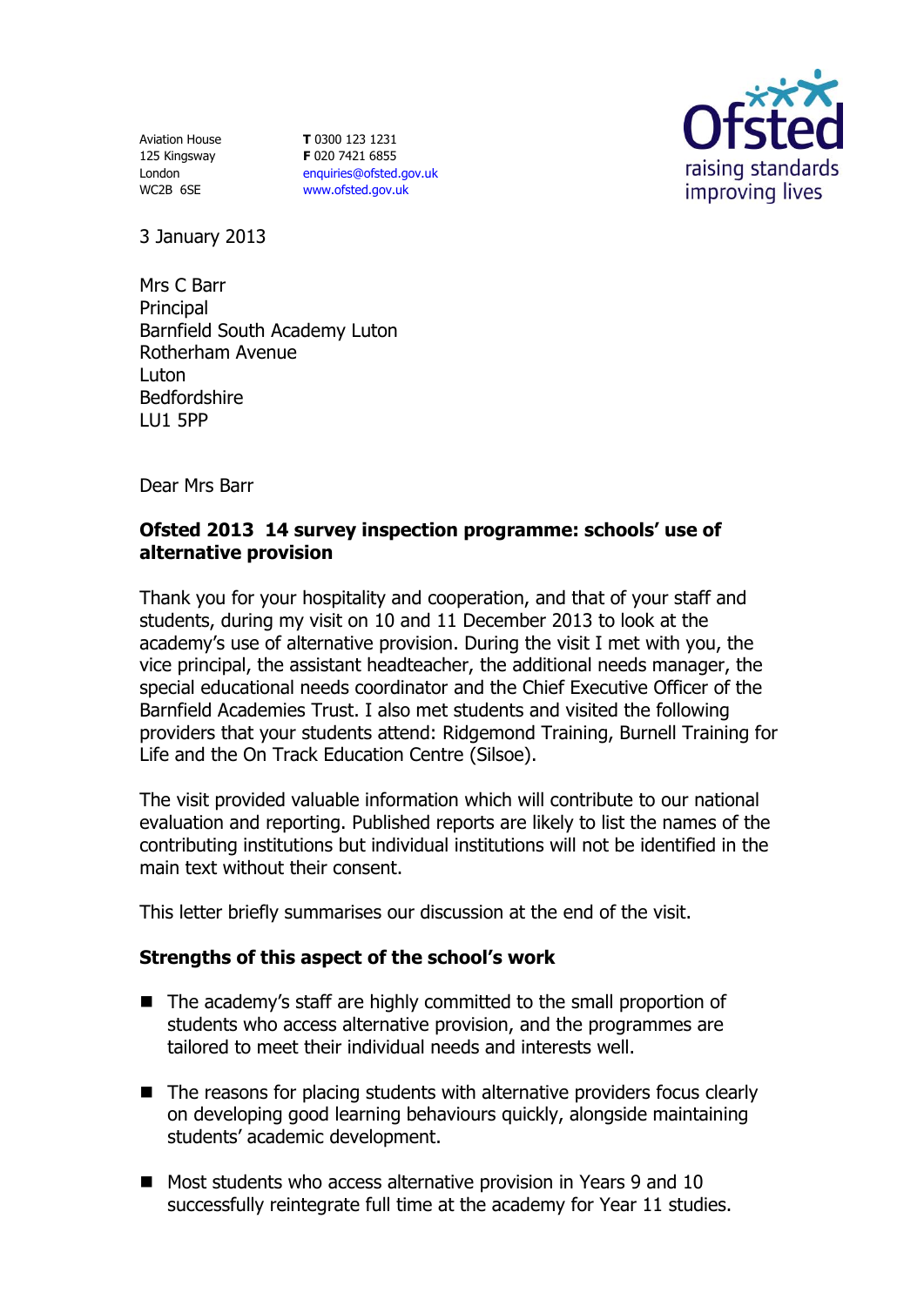Aviation House
125 Kingsway
London
WC2B 6SE

**T** 0300 123 1231
**F** 020 7421 6855
enquiries@ofsted.gov.uk
www.ofsted.gov.uk

Ofsted
raising standards
improving lives

3 January 2013

Mrs C Barr
Principal
Barnfield South Academy Luton
Rotherham Avenue
Luton
Bedfordshire
LU1 5PP

Dear Mrs Barr

**Ofsted 2013 14 survey inspection programme: schools' use of alternative provision**

Thank you for your hospitality and cooperation, and that of your staff and students, during my visit on 10 and 11 December 2013 to look at the academy's use of alternative provision. During the visit I met with you, the vice principal, the assistant headteacher, the additional needs manager, the special educational needs coordinator and the Chief Executive Officer of the Barnfield Academies Trust. I also met students and visited the following providers that your students attend: Ridgemond Training, Burnell Training for Life and the On Track Education Centre (Silsoe).

The visit provided valuable information which will contribute to our national evaluation and reporting. Published reports are likely to list the names of the contributing institutions but individual institutions will not be identified in the main text without their consent.

This letter briefly summarises our discussion at the end of the visit.

**Strengths of this aspect of the school's work**

- The academy's staff are highly committed to the small proportion of students who access alternative provision, and the programmes are tailored to meet their individual needs and interests well.
- The reasons for placing students with alternative providers focus clearly on developing good learning behaviours quickly, alongside maintaining students' academic development.
- Most students who access alternative provision in Years 9 and 10 successfully reintegrate full time at the academy for Year 11 studies.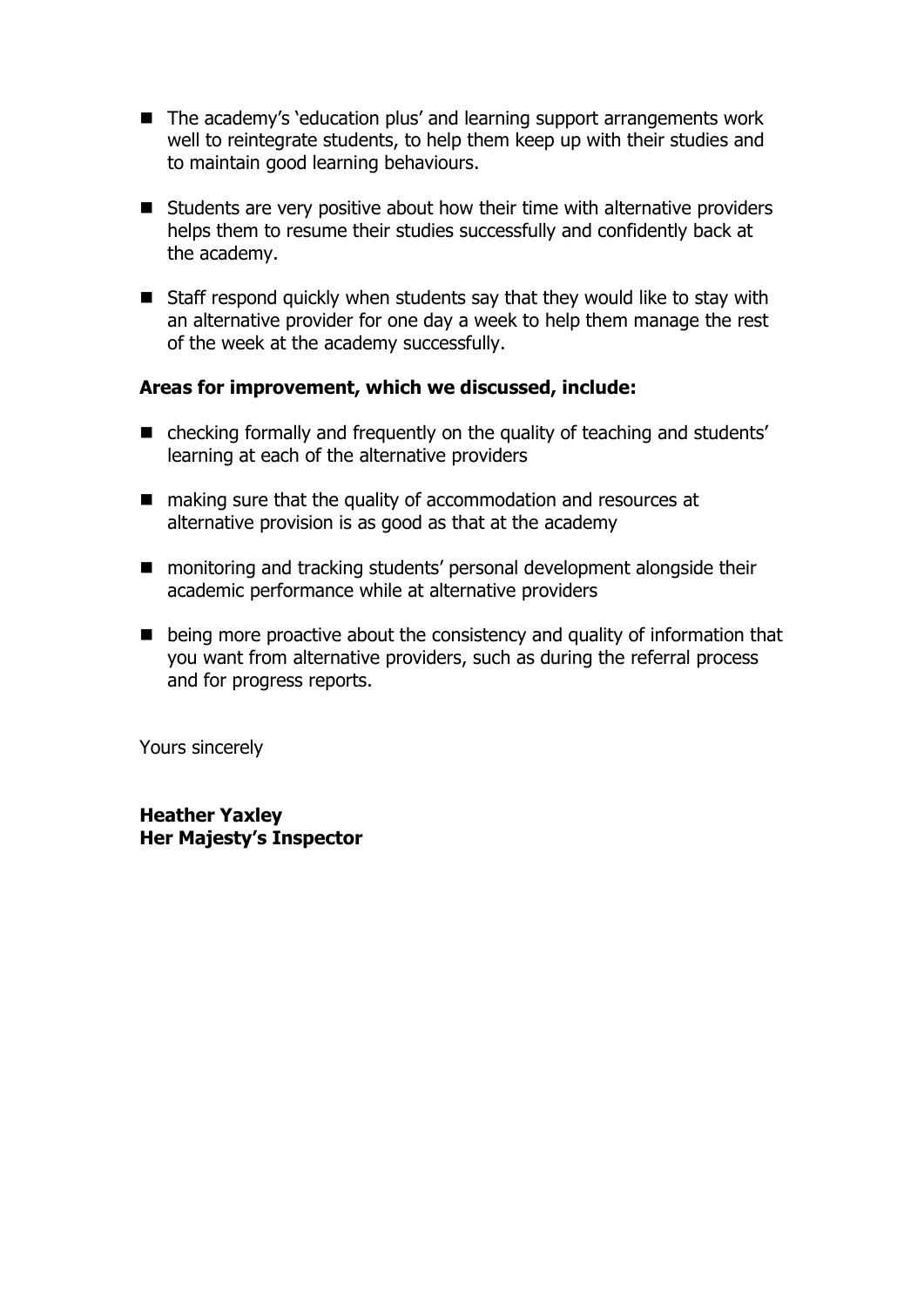- The academy's 'education plus' and learning support arrangements work well to reintegrate students, to help them keep up with their studies and to maintain good learning behaviours.
- Students are very positive about how their time with alternative providers helps them to resume their studies successfully and confidently back at the academy.
- Staff respond quickly when students say that they would like to stay with an alternative provider for one day a week to help them manage the rest of the week at the academy successfully.

**Areas for improvement, which we discussed, include:**

- checking formally and frequently on the quality of teaching and students' learning at each of the alternative providers
- making sure that the quality of accommodation and resources at alternative provision is as good as that at the academy
- monitoring and tracking students' personal development alongside their academic performance while at alternative providers
- being more proactive about the consistency and quality of information that you want from alternative providers, such as during the referral process and for progress reports.

Yours sincerely

**Heather Yaxley**
**Her Majesty's Inspector**